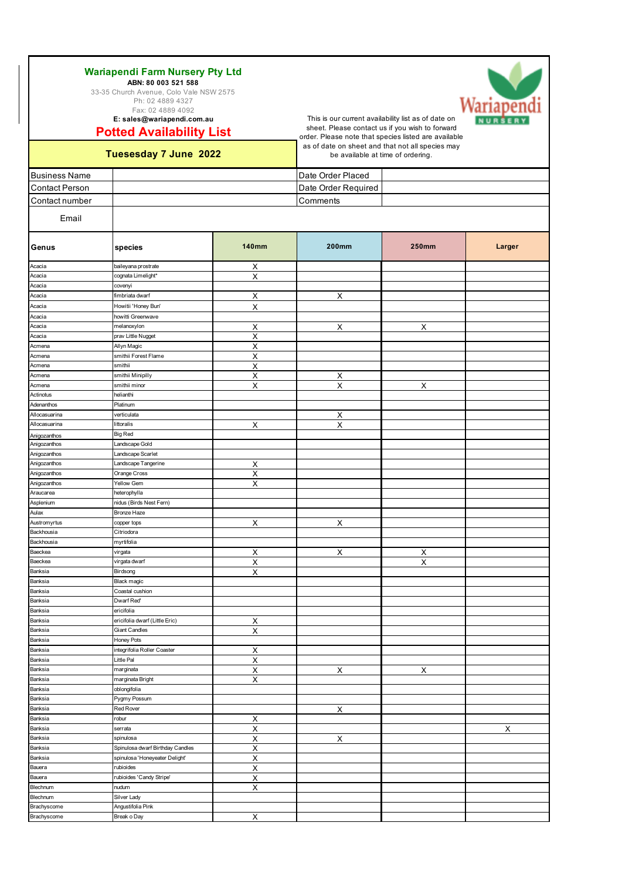**Wariapendi Farm Nursery Pty Ltd**
**ABN: 80 003 521 588**
33-35 Church Avenue, Colo Vale NSW 2575
Ph: 02 4889 4327
Fax: 02 4889 4092
**E: sales@wariapendi.com.au**

# Potted Availability List

This is our current availability list as of date on sheet. Please contact us if you wish to forward order. Please note that species listed are available as of date on sheet and that not all species may be available at time of ordering.

**Tuesesday 7 June 2022**

| Business Name | | Date Order Placed | |
|---|---|---|---|
| Contact Person | | Date Order Required | |
| Contact number | | Comments | |
| Email | | | |

| Genus | species | 140mm | 200mm | 250mm | Larger |
|---|---|---|---|---|---|
| Acacia | baileyana prostrate | X | | | |
| Acacia | cognata Limelight* | X | | | |
| Acacia | covenyi | | | | |
| Acacia | fimbriata dwarf | X | X | | |
| Acacia | Howitii 'Honey Bun' | X | | | |
| Acacia | howitti Greenwave | | | | |
| Acacia | melanoxylon | X | X | X | |
| Acacia | prav Little Nugget | X | | | |
| Acmena | Allyn Magic | X | | | |
| Acmena | smithii Forest Flame | X | | | |
| Acmena | smithii | X | | | |
| Acmena | smithii Minipilly | X | X | | |
| Acmena | smithii minor | X | X | X | |
| Actinotus | helianthi | | | | |
| Adenanthos | Platinum | | | | |
| Allocasuarina | verticulata | | X | | |
| Allocasuarina | littoralis | X | X | | |
| Anigozanthos | Big Red | | | | |
| Anigozanthos | Landscape Gold | | | | |
| Anigozanthos | Landscape Scarlet | | | | |
| Anigozanthos | Landscape Tangerine | X | | | |
| Anigozanthos | Orange Cross | X | | | |
| Anigozanthos | Yellow Gem | X | | | |
| Araucarea | heterophylla | | | | |
| Asplenium | nidus (Birds Nest Fern) | | | | |
| Aulax | Bronze Haze | | | | |
| Austromyrtus | copper tops | X | X | | |
| Backhousia | Citriodora | | | | |
| Backhousia | myrtifolia | | | | |
| Baeckea | virgata | X | X | X | |
| Baeckea | virgata dwarf | X | | X | |
| Banksia | Birdsong | X | | | |
| Banksia | Black magic | | | | |
| Banksia | Coastal cushion | | | | |
| Banksia | Dwarf Red' | | | | |
| Banksia | ericifolia | | | | |
| Banksia | ericifolia dwarf (Little Eric) | X | | | |
| Banksia | Giant Candles | X | | | |
| Banksia | Honey Pots | | | | |
| Banksia | integrifolia Roller Coaster | X | | | |
| Banksia | Little Pal | X | | | |
| Banksia | marginata | X | X | X | |
| Banksia | marginata Bright | X | | | |
| Banksia | oblongifolia | | | | |
| Banksia | Pygmy Possum | | | | |
| Banksia | Red Rover | | X | | |
| Banksia | robur | X | | | |
| Banksia | serrata | X | | | X |
| Banksia | spinulosa | X | X | | |
| Banksia | Spinulosa dwarf Birthday Candles | X | | | |
| Banksia | spinulosa 'Honeyeater Delight' | X | | | |
| Bauera | rubioides | X | | | |
| Bauera | rubioides 'Candy Stripe' | X | | | |
| Blechnum | nudum | X | | | |
| Blechnum | Silver Lady | | | | |
| Brachyscome | Angustifolia Pink | | | | |
| Brachyscome | Break o Day | X | | | |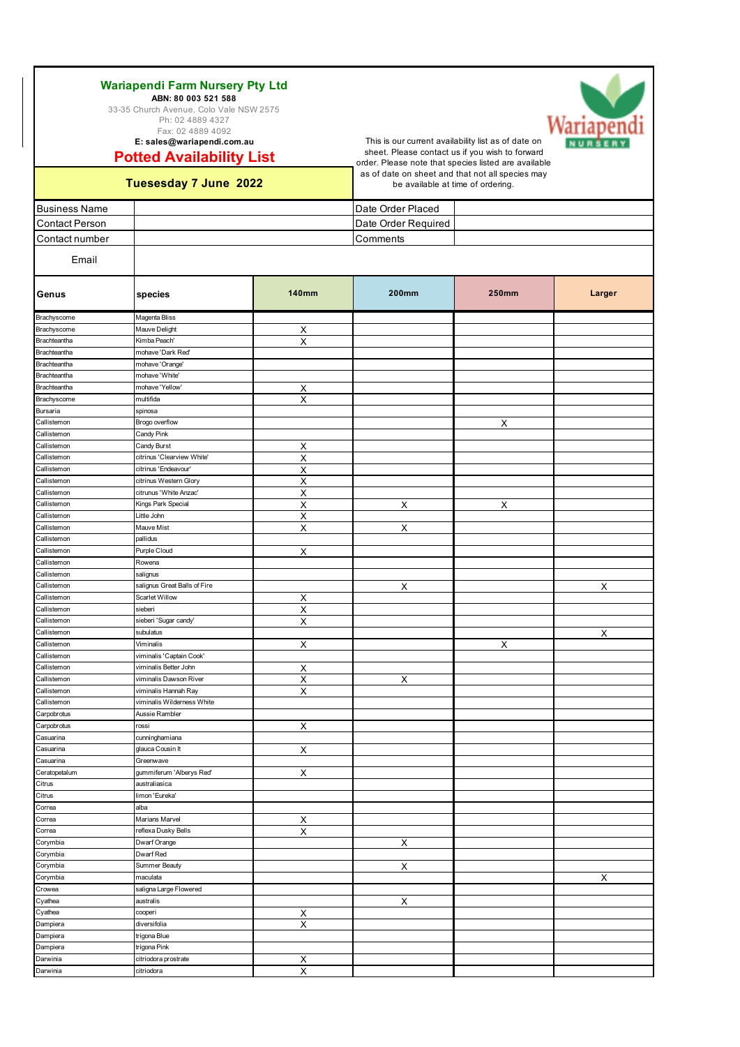**Wariapendi Farm Nursery Pty Ltd**

**ABN: 80 003 521 588**

33-35 Church Avenue, Colo Vale NSW 2575

Ph: 02 4889 4327

Fax: 02 4889 4092

**E: sales@wariapendi.com.au**

## Potted Availability List

**Tuesesday 7 June 2022**

This is our current availability list as of date on sheet. Please contact us if you wish to forward order. Please note that species listed are available as of date on sheet and that not all species may be available at time of ordering.

| Business Name | | Date Order Placed | |
|---|---|---|---|
| Contact Person | | Date Order Required | |
| Contact number | | Comments | |
| Email | | | |

| Genus | species | 140mm | 200mm | 250mm | Larger |
|---|---|---|---|---|---|
| Brachyscome | Magenta Bliss | | | | |
| Brachyscome | Mauve Delight | X | | | |
| Brachteantha | Kimba Peach' | X | | | |
| Brachteantha | mohave 'Dark Red' | | | | |
| Brachteantha | mohave 'Orange' | | | | |
| Brachteantha | mohave 'White' | | | | |
| Brachteantha | mohave 'Yellow' | X | | | |
| Brachyscome | multifida | X | | | |
| Bursaria | spinosa | | | | |
| Callistemon | Brogo overflow | | | X | |
| Callistemon | Candy Pink | | | | |
| Callistemon | Candy Burst | X | | | |
| Callistemon | citrinus 'Clearview White' | X | | | |
| Callistemon | citrinus 'Endeavour' | X | | | |
| Callistemon | citrinus Western Glory | X | | | |
| Callistemon | citrunus 'White Anzac' | X | | | |
| Callistemon | Kings Park Special | X | X | X | |
| Callistemon | Little John | X | | | |
| Callistemon | Mauve Mist | X | X | | |
| Callistemon | pallidus | | | | |
| Callistemon | Purple Cloud | X | | | |
| Callistemon | Rowena | | | | |
| Callistemon | salignus | | | | |
| Callistemon | salignus Great Balls of Fire | | X | | X |
| Callistemon | Scarlet Willow | X | | | |
| Callistemon | sieberi | X | | | |
| Callistemon | sieberi 'Sugar candy' | X | | | |
| Callistemon | subulatus | | | | X |
| Callistemon | Viminalis | X | | X | |
| Callistemon | viminalis 'Captain Cook' | | | | |
| Callistemon | viminalis Better John | X | | | |
| Callistemon | viminalis Dawson River | X | X | | |
| Callistemon | viminalis Hannah Ray | X | | | |
| Callistemon | viminalis Wilderness White | | | | |
| Carpobrotus | Aussie Rambler | | | | |
| Carpobrotus | rossi | X | | | |
| Casuarina | cunninghamiana | | | | |
| Casuarina | glauca Cousin It | X | | | |
| Casuarina | Greenwave | | | | |
| Ceratopetalum | gummiferum 'Alberys Red' | X | | | |
| Citrus | australiasica | | | | |
| Citrus | limon 'Eureka' | | | | |
| Correa | alba | | | | |
| Correa | Marians Marvel | X | | | |
| Correa | reflexa Dusky Bells | X | | | |
| Corymbia | Dwarf Orange | | X | | |
| Corymbia | Dwarf Red | | | | |
| Corymbia | Summer Beauty | | X | | |
| Corymbia | maculata | | | | X |
| Crowea | saligna Large Flowered | | | | |
| Cyathea | australis | | X | | |
| Cyathea | cooperi | X | | | |
| Dampiera | diversifolia | X | | | |
| Dampiera | trigona Blue | | | | |
| Dampiera | trigona Pink | | | | |
| Darwinia | citriodora prostrate | X | | | |
| Darwinia | citriodora | X | | | |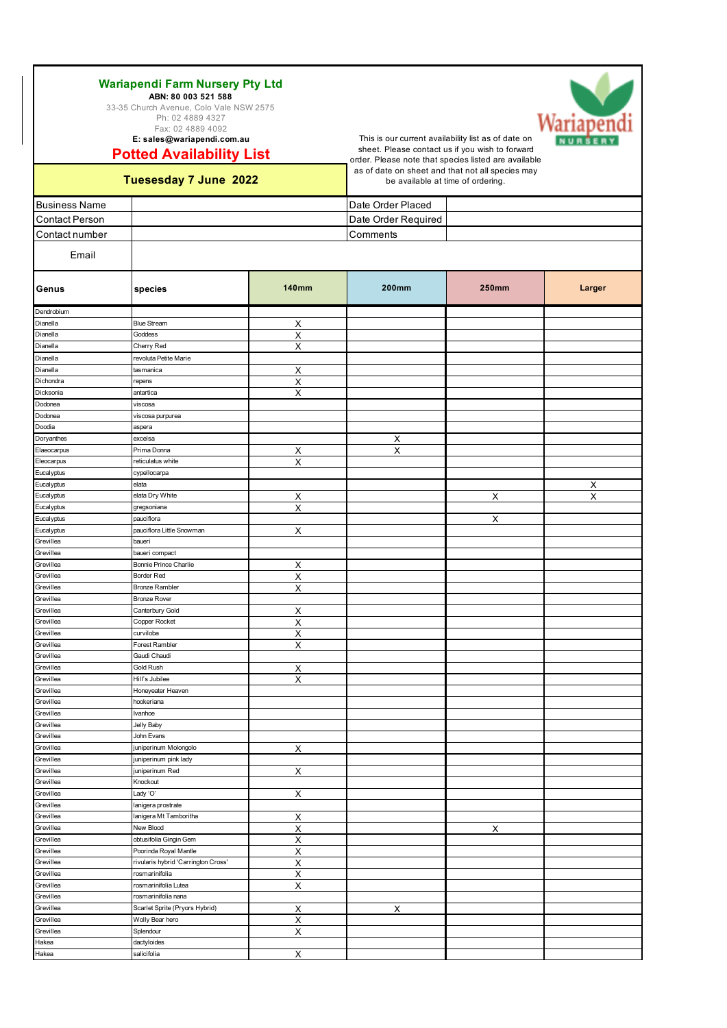**Wariapendi Farm Nursery Pty Ltd**
**ABN: 80 003 521 588**
33-35 Church Avenue, Colo Vale NSW 2575
Ph: 02 4889 4327
Fax: 02 4889 4092
**E: sales@wariapendi.com.au**

# Potted Availability List

**Tuesesday 7 June 2022**

This is our current availability list as of date on sheet. Please contact us if you wish to forward order. Please note that species listed are available as of date on sheet and that not all species may be available at time of ordering.

| Business Name | | Date Order Placed | |
|---|---|---|---|
| Contact Person | | Date Order Required | |
| Contact number | | Comments | |
| Email | | | |

| Genus | species | 140mm | 200mm | 250mm | Larger |
|---|---|---|---|---|---|
| Dendrobium | | | | | |
| Dianella | Blue Stream | X | | | |
| Dianella | Goddess | X | | | |
| Dianella | Cherry Red | X | | | |
| Dianella | revoluta Petite Marie | | | | |
| Dianella | tasmanica | X | | | |
| Dichondra | repens | X | | | |
| Dicksonia | antartica | X | | | |
| Dodonea | viscosa | | | | |
| Dodonea | viscosa purpurea | | | | |
| Doodia | aspera | | | | |
| Doryanthes | excelsa | | X | | |
| Elaeocarpus | Prima Donna | X | X | | |
| Eleocarpus | reticulatus white | X | | | |
| Eucalyptus | cypellocarpa | | | | |
| Eucalyptus | elata | | | | X |
| Eucalyptus | elata Dry White | X | | X | X |
| Eucalyptus | gregsoniana | X | | | |
| Eucalyptus | pauciflora | | | X | |
| Eucalyptus | pauciflora Little Snowman | X | | | |
| Grevillea | baueri | | | | |
| Grevillea | baueri compact | | | | |
| Grevillea | Bonnie Prince Charlie | X | | | |
| Grevillea | Border Red | X | | | |
| Grevillea | Bronze Rambler | X | | | |
| Grevillea | Bronze Rover | | | | |
| Grevillea | Canterbury Gold | X | | | |
| Grevillea | Copper Rocket | X | | | |
| Grevillea | curviloba | X | | | |
| Grevillea | Forest Rambler | X | | | |
| Grevillea | Gaudi Chaudi | | | | |
| Grevillea | Gold Rush | X | | | |
| Grevillea | Hill's Jubilee | X | | | |
| Grevillea | Honeyeater Heaven | | | | |
| Grevillea | hookeriana | | | | |
| Grevillea | Ivanhoe | | | | |
| Grevillea | Jelly Baby | | | | |
| Grevillea | John Evans | | | | |
| Grevillea | juniperinum Molongolo | X | | | |
| Grevillea | juniperinum pink lady | | | | |
| Grevillea | juniperinum Red | X | | | |
| Grevillea | Knockout | | | | |
| Grevillea | Lady 'O' | X | | | |
| Grevillea | lanigera prostrate | | | | |
| Grevillea | lanigera Mt Tamboritha | X | | | |
| Grevillea | New Blood | X | | X | |
| Grevillea | obtusifolia Gingin Gem | X | | | |
| Grevillea | Poorinda Royal Mantle | X | | | |
| Grevillea | rivularis hybrid 'Carrington Cross' | X | | | |
| Grevillea | rosmarinifolia | X | | | |
| Grevillea | rosmarinifolia Lutea | X | | | |
| Grevillea | rosmarinifolia nana | | | | |
| Grevillea | Scarlet Sprite (Pryors Hybrid) | X | X | | |
| Grevillea | Wolly Bear hero | X | | | |
| Grevillea | Splendour | X | | | |
| Hakea | dactyloides | | | | |
| Hakea | salicifolia | X | | | |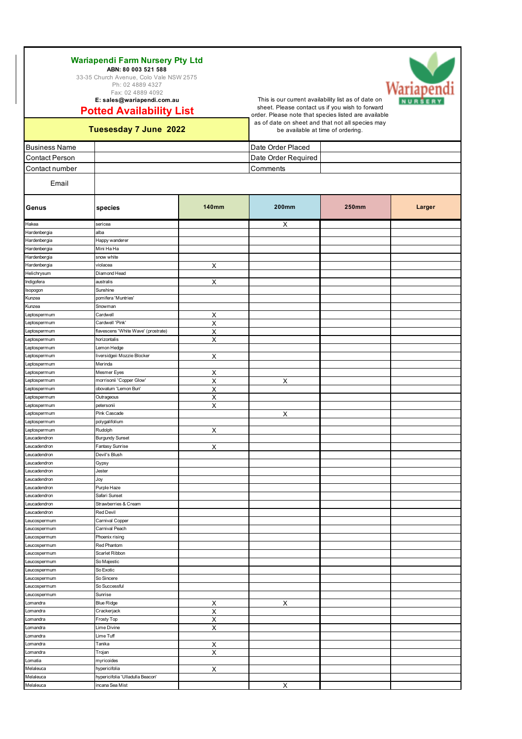**Wariapendi Farm Nursery Pty Ltd**
**ABN: 80 003 521 588**
33-35 Church Avenue, Colo Vale NSW 2575
Ph: 02 4889 4327
Fax: 02 4889 4092
**E: sales@wariapendi.com.au**

## Potted Availability List

**Tuesesday 7 June 2022**

This is our current availability list as of date on sheet. Please contact us if you wish to forward order. Please note that species listed are available as of date on sheet and that not all species may be available at time of ordering.

| Business Name | | Date Order Placed | |
|---|---|---|---|
| Contact Person | | Date Order Required | |
| Contact number | | Comments | |
| Email | | | |

| Genus | species | 140mm | 200mm | 250mm | Larger |
|---|---|---|---|---|---|
| Hakea | sericea | | X | | |
| Hardenbergia | alba | | | | |
| Hardenbergia | Happy wanderer | | | | |
| Hardenbergia | Mini Ha Ha | | | | |
| Hardenbergia | snow white | | | | |
| Hardenbergia | violacea | X | | | |
| Helichrysum | Diamond Head | | | | |
| Indigofera | australis | X | | | |
| Isopogon | Sunshine | | | | |
| Kunzea | pomifera 'Muntries' | | | | |
| Kunzea | Snowman | | | | |
| Leptospermum | Cardwell | X | | | |
| Leptospermum | Cardwell 'Pink' | X | | | |
| Leptospermum | flavescens 'White Wave' (prostrate) | X | | | |
| Leptospermum | horizontalis | X | | | |
| Leptospermum | Lemon Hedge | | | | |
| Leptospermum | liversidgeii Mozzie Blocker | X | | | |
| Leptospermum | Merinda | | | | |
| Leptospermum | Mesmer Eyes | X | | | |
| Leptospermum | morrisonii 'Copper Glow' | X | X | | |
| Leptospermum | obovatum 'Lemon Bun' | X | | | |
| Leptospermum | Outrageous | X | | | |
| Leptospermum | petersonii | X | | | |
| Leptospermum | Pink Cascade | | X | | |
| Leptospermum | polygalifolium | | | | |
| Leptospermum | Rudolph | X | | | |
| Leucadendron | Burgundy Sunset | | | | |
| Leucadendron | Fantasy Sunrise | X | | | |
| Leucadendron | Devil's Blush | | | | |
| Leucadendron | Gypsy | | | | |
| Leucadendron | Jester | | | | |
| Leucadendron | Joy | | | | |
| Leucadendron | Purple Haze | | | | |
| Leucadendron | Safari Sunset | | | | |
| Leucadendron | Strawberries & Cream | | | | |
| Leucadendron | Red Devil | | | | |
| Leucospermum | Carnival Copper | | | | |
| Leucospermum | Carnival Peach | | | | |
| Leucospermum | Phoenix rising | | | | |
| Leucospermum | Red Phantom | | | | |
| Leucospermum | Scarlet Ribbon | | | | |
| Leucospermum | So Majestic | | | | |
| Leucospermum | So Exotic | | | | |
| Leucospermum | So Sincere | | | | |
| Leucospermum | So Successful | | | | |
| Leucospermum | Sunrise | | | | |
| Lomandra | Blue Ridge | X | X | | |
| Lomandra | Crackerjack | X | | | |
| Lomandra | Frosty Top | X | | | |
| Lomandra | Lime Divine | X | | | |
| Lomandra | Lime Tuff | | | | |
| Lomandra | Tanika | X | | | |
| Lomandra | Trojan | X | | | |
| Lomatia | myricoides | | | | |
| Melaleuca | hypericifolia | X | | | |
| Melaleuca | hypericifolia 'Ulladulla Beacon' | | | | |
| Melaleuca | incana Sea Mist | | X | | |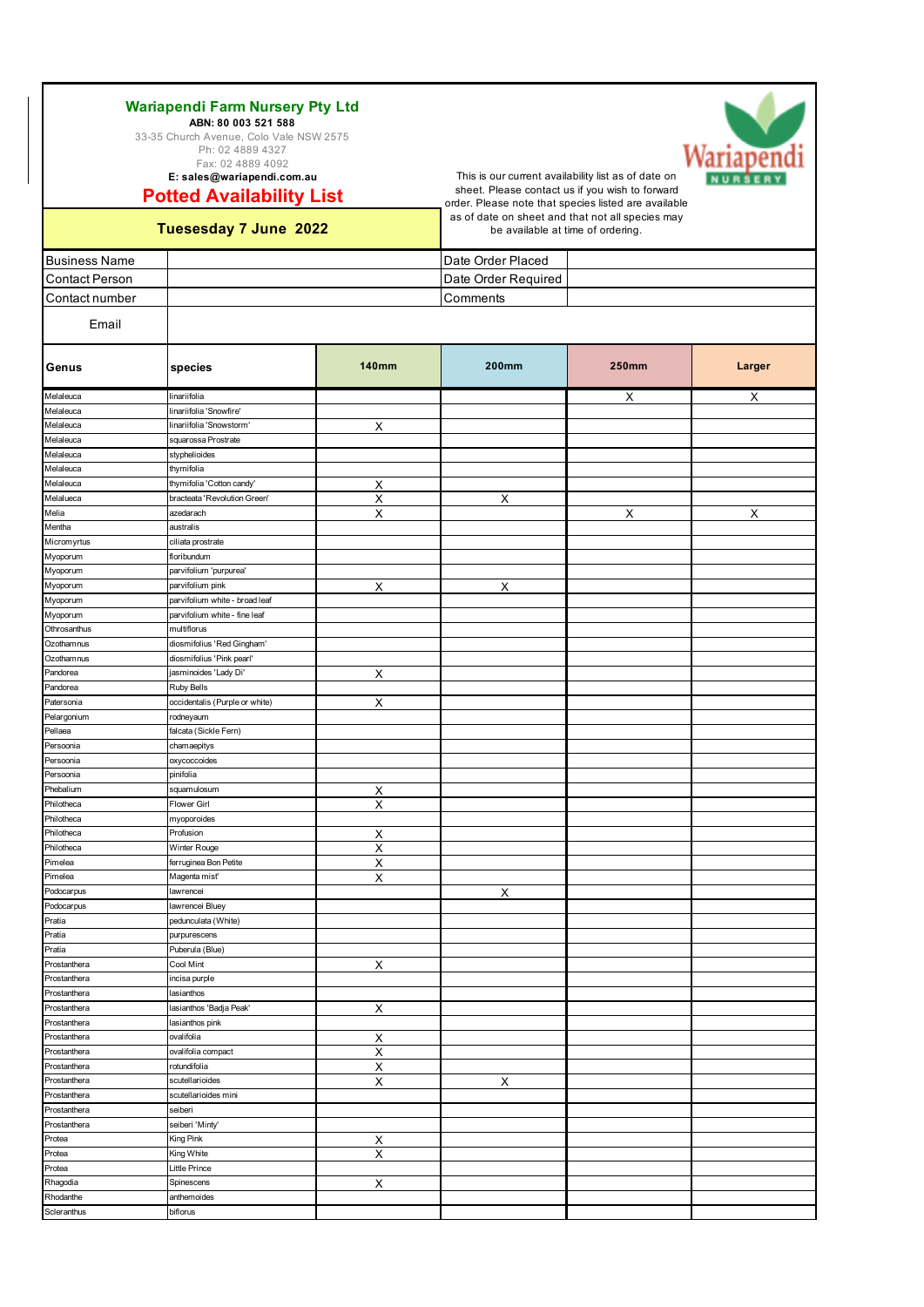**Wariapendi Farm Nursery Pty Ltd**
**ABN: 80 003 521 588**
33-35 Church Avenue, Colo Vale NSW 2575
Ph: 02 4889 4327
Fax: 02 4889 4092
**E: sales@wariapendi.com.au**

## Potted Availability List

**Tuesesday 7 June 2022**

This is our current availability list as of date on sheet. Please contact us if you wish to forward order. Please note that species listed are available as of date on sheet and that not all species may be available at time of ordering.

| Business Name | | Date Order Placed | |
|---|---|---|---|
| Contact Person | | Date Order Required | |
| Contact number | | Comments | |
| Email | | | |

| Genus | species | 140mm | 200mm | 250mm | Larger |
|---|---|---|---|---|---|
| Melaleuca | linariifolia | | | X | X |
| Melaleuca | linariifolia 'Snowfire' | | | | |
| Melaleuca | linariifolia 'Snowstorm' | X | | | |
| Melaleuca | squarossa Prostrate | | | | |
| Melaleuca | styphelioides | | | | |
| Melaleuca | thymifolia | | | | |
| Melaleuca | thymifolia 'Cotton candy' | X | | | |
| Melalueca | bracteata 'Revolution Green' | X | X | | |
| Melia | azedarach | X | | X | X |
| Mentha | australis | | | | |
| Micromyrtus | ciliata prostrate | | | | |
| Myoporum | floribundum | | | | |
| Myoporum | parvifolium 'purpurea' | | | | |
| Myoporum | parvifolium pink | X | X | | |
| Myoporum | parvifolium white - broad leaf | | | | |
| Myoporum | parvifolium white - fine leaf | | | | |
| Othrosanthus | multiflorus | | | | |
| Ozothamnus | diosmifolius 'Red Gingham' | | | | |
| Ozothamnus | diosmifolius 'Pink pearl' | | | | |
| Pandorea | jasminoides 'Lady Di' | X | | | |
| Pandorea | Ruby Bells | | | | |
| Patersonia | occidentalis (Purple or white) | X | | | |
| Pelargonium | rodneyaum | | | | |
| Pellaea | falcata (Sickle Fern) | | | | |
| Persoonia | chamaepitys | | | | |
| Persoonia | oxycoccoides | | | | |
| Persoonia | pinifolia | | | | |
| Phebalium | squamulosum | X | | | |
| Philotheca | Flower Girl | X | | | |
| Philotheca | myoporoides | | | | |
| Philotheca | Profusion | X | | | |
| Philotheca | Winter Rouge | X | | | |
| Pimelea | ferruginea Bon Petite | X | | | |
| Pimelea | Magenta mist' | X | | | |
| Podocarpus | lawrencei | | X | | |
| Podocarpus | lawrencei Bluey | | | | |
| Pratia | pedunculata (White) | | | | |
| Pratia | purpurescens | | | | |
| Pratia | Puberula (Blue) | | | | |
| Prostanthera | Cool Mint | X | | | |
| Prostanthera | incisa purple | | | | |
| Prostanthera | lasianthos | | | | |
| Prostanthera | lasianthos 'Badja Peak' | X | | | |
| Prostanthera | lasianthos pink | | | | |
| Prostanthera | ovalifolia | X | | | |
| Prostanthera | ovalifolia compact | X | | | |
| Prostanthera | rotundifolia | X | | | |
| Prostanthera | scutellarioides | X | X | | |
| Prostanthera | scutellarioides mini | | | | |
| Prostanthera | seiberi | | | | |
| Prostanthera | seiberi 'Minty' | | | | |
| Protea | King Pink | X | | | |
| Protea | King White | X | | | |
| Protea | Little Prince | | | | |
| Rhagodia | Spinescens | X | | | |
| Rhodanthe | anthemoides | | | | |
| Scleranthus | biflorus | | | | |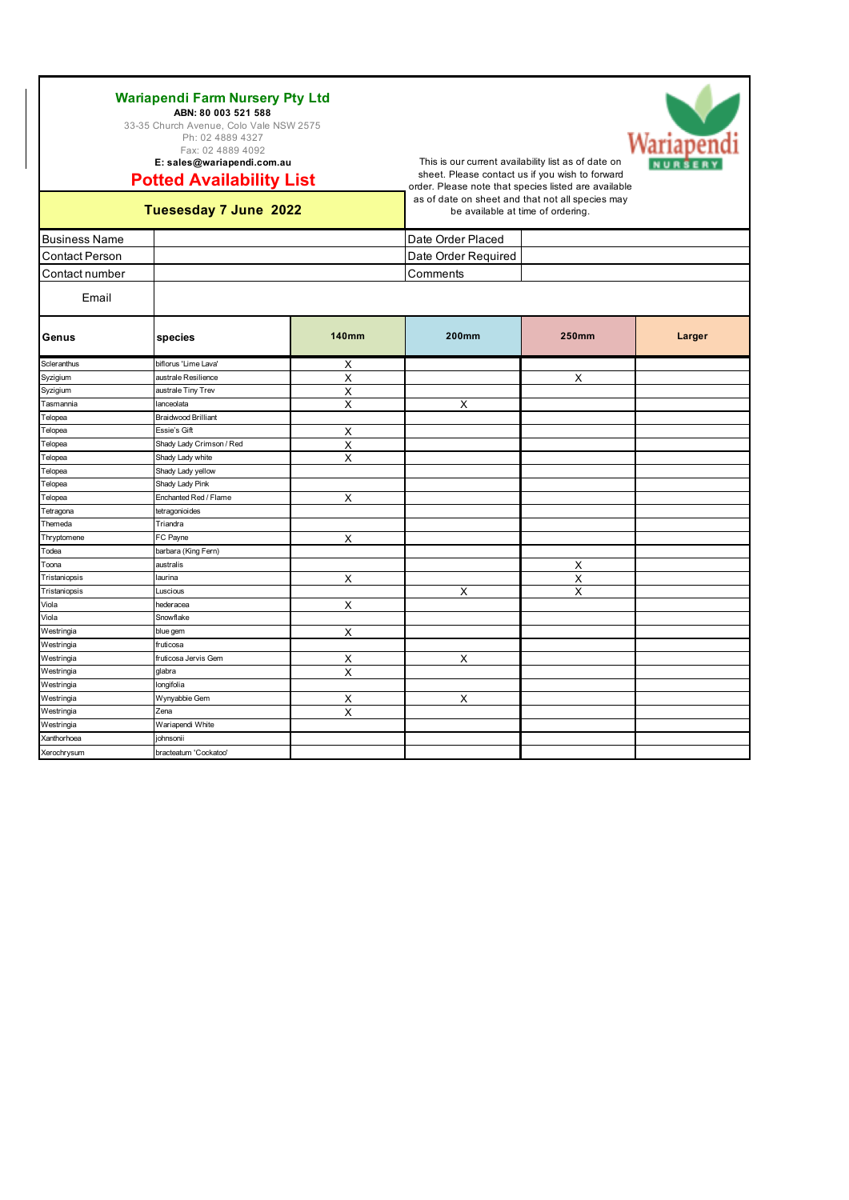**Wariapendi Farm Nursery Pty Ltd**
**ABN: 80 003 521 588**
33-35 Church Avenue, Colo Vale NSW 2575
Ph: 02 4889 4327
Fax: 02 4889 4092
**E: sales@wariapendi.com.au**

## Potted Availability List

**Tuesesday 7 June 2022**

This is our current availability list as of date on sheet. Please contact us if you wish to forward order. Please note that species listed are available as of date on sheet and that not all species may be available at time of ordering.

| | | | |
|---|---|---|---|
| Business Name | | Date Order Placed | |
| Contact Person | | Date Order Required | |
| Contact number | | Comments | |
| Email | | | |

| Genus | species | 140mm | 200mm | 250mm | Larger |
|---|---|---|---|---|---|
| Scleranthus | biflorus 'Lime Lava' | X | | | |
| Syzigium | australe Resilience | X | | X | |
| Syzigium | australe Tiny Trev | X | | | |
| Tasmannia | lanceolata | X | X | | |
| Telopea | Braidwood Brilliant | | | | |
| Telopea | Essie's Gift | X | | | |
| Telopea | Shady Lady Crimson / Red | X | | | |
| Telopea | Shady Lady white | X | | | |
| Telopea | Shady Lady yellow | | | | |
| Telopea | Shady Lady Pink | | | | |
| Telopea | Enchanted Red / Flame | X | | | |
| Tetragona | tetragonioides | | | | |
| Themeda | Triandra | | | | |
| Thryptomene | FC Payne | X | | | |
| Todea | barbara (King Fern) | | | | |
| Toona | australis | | | X | |
| Tristaniopsis | laurina | X | | X | |
| Tristaniopsis | Luscious | | X | X | |
| Viola | hederacea | X | | | |
| Viola | Snowflake | | | | |
| Westringia | blue gem | X | | | |
| Westringia | fruticosa | | | | |
| Westringia | fruticosa Jervis Gem | X | X | | |
| Westringia | glabra | X | | | |
| Westringia | longifolia | | | | |
| Westringia | Wynyabbie Gem | X | X | | |
| Westringia | Zena | X | | | |
| Westringia | Wariapendi White | | | | |
| Xanthorhoea | johnsonii | | | | |
| Xerochrysum | bracteatum 'Cockatoo' | | | | |